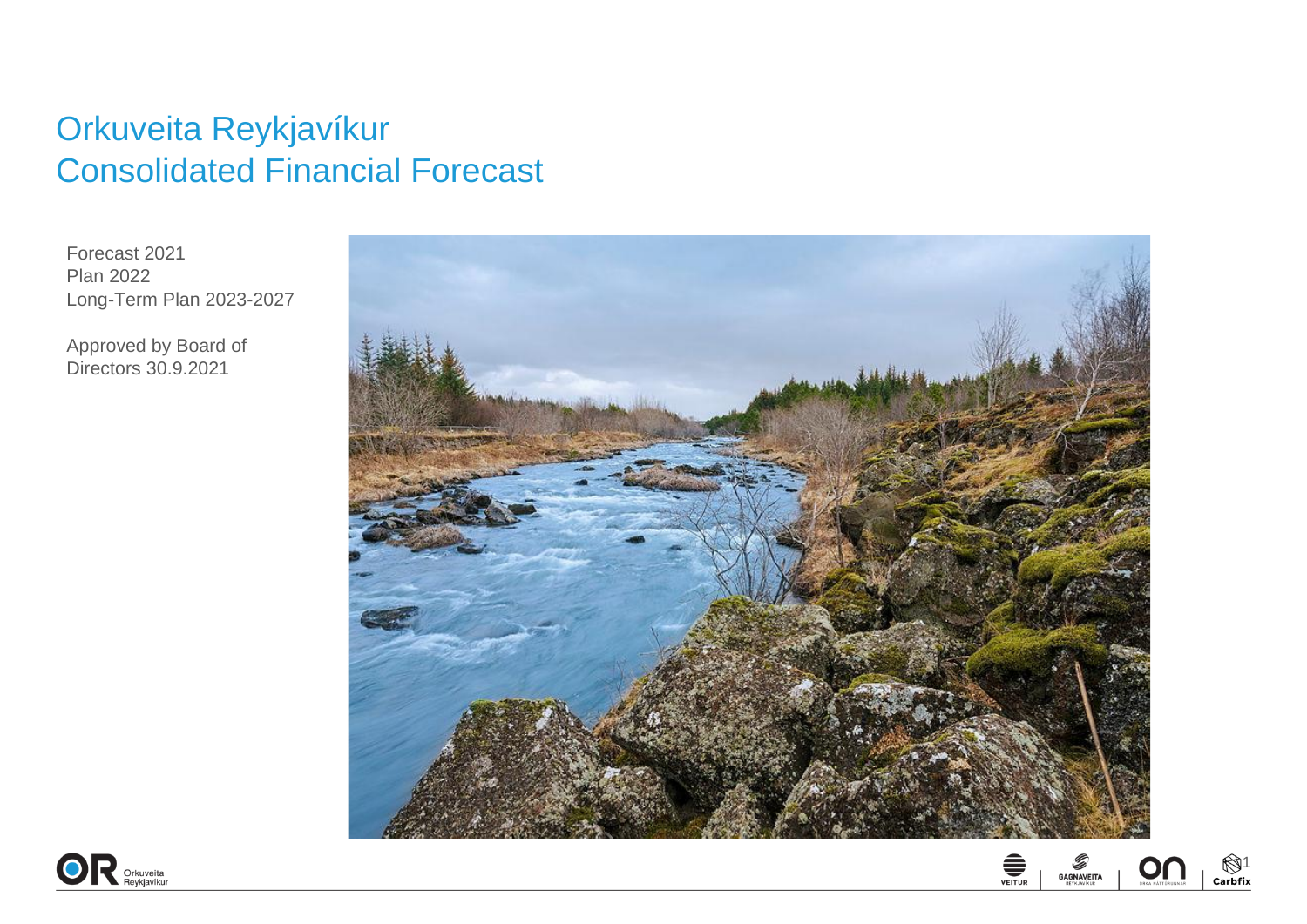# Orkuveita Reykjavíkur
# Consolidated Financial Forecast

Forecast 2021
Plan 2022
Long-Term Plan 2023-2027

Approved by Board of Directors 30.9.2021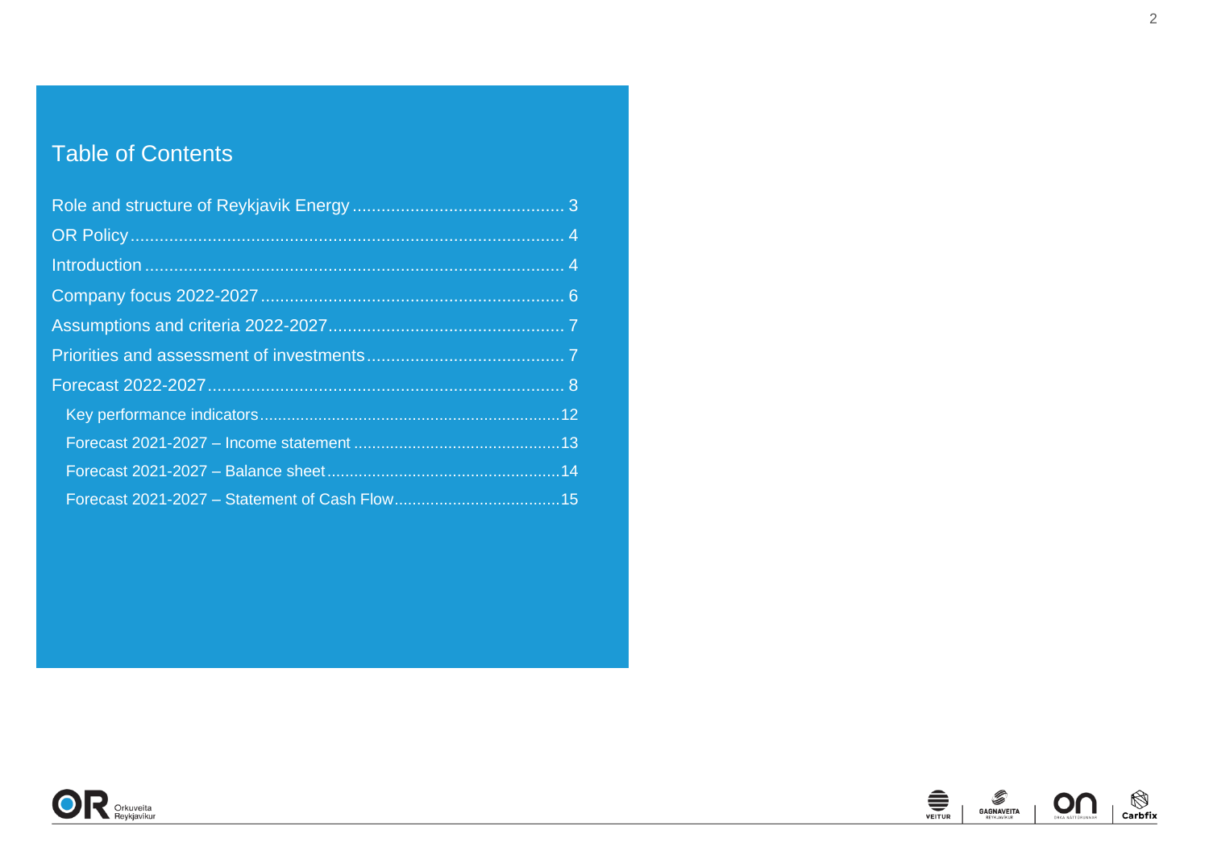# Table of Contents

- Role and structure of Reykjavik Energy ... 3
- OR Policy ... 4
- Introduction ... 4
- Company focus 2022-2027 ... 6
- Assumptions and criteria 2022-2027 ... 7
- Priorities and assessment of investments ... 7
- Forecast 2022-2027 ... 8
  - Key performance indicators ... 12
  - Forecast 2021-2027 – Income statement ... 13
  - Forecast 2021-2027 – Balance sheet ... 14
  - Forecast 2021-2027 – Statement of Cash Flow ... 15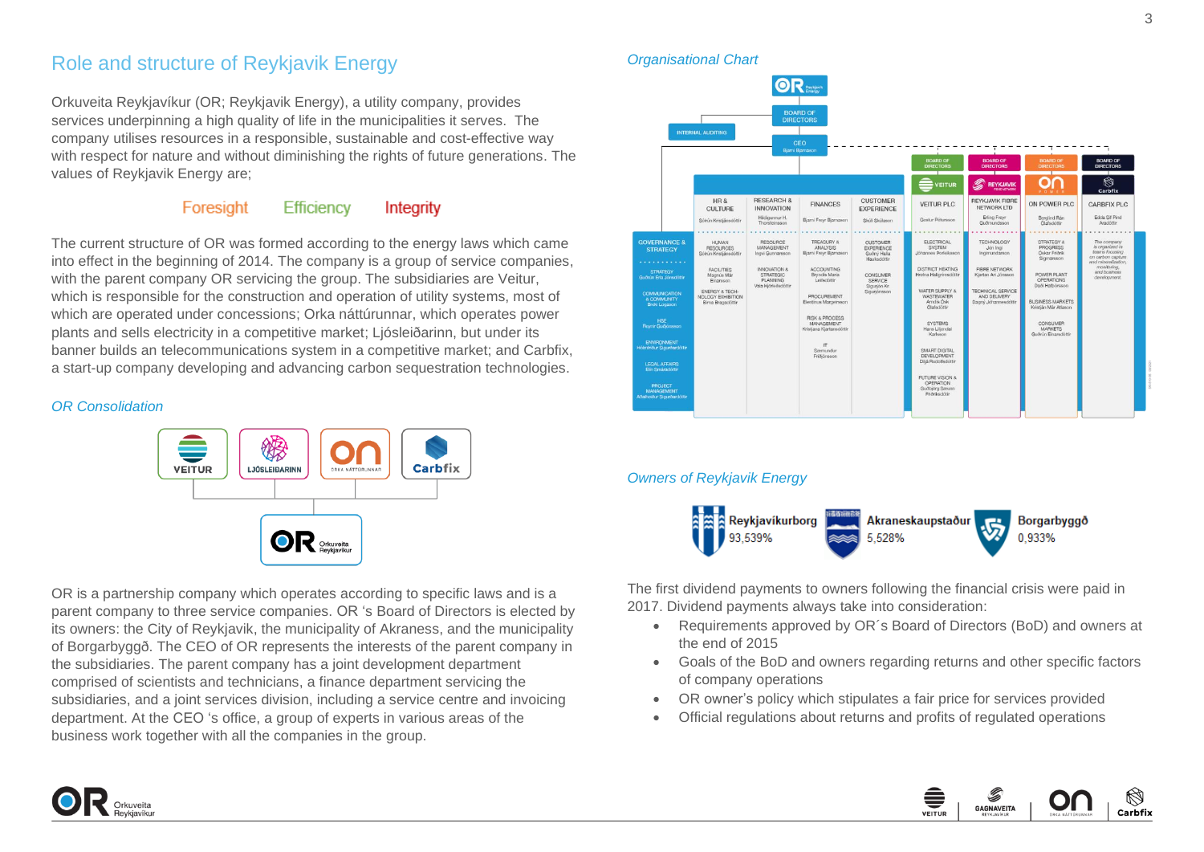## Role and structure of Reykjavik Energy

Orkuveita Reykjavíkur (OR; Reykjavik Energy), a utility company, provides services underpinning a high quality of life in the municipalities it serves. The company utilises resources in a responsible, sustainable and cost-effective way with respect for nature and without diminishing the rights of future generations. The values of Reykjavik Energy are;

Foresight    Efficiency    Integrity

The current structure of OR was formed according to the energy laws which came into effect in the beginning of 2014. The company is a group of service companies, with the parent company OR servicing the group. The subsidiaries are Veitur, which is responsible for the construction and operation of utility systems, most of which are operated under concessions; Orka náttúrunnar, which operates power plants and sells electricity in a competitive market; Ljósleiðarinn, but under its banner builds an telecommunications system in a competitive market; and Carbfix, a start-up company developing and advancing carbon sequestration technologies.

### OR Consolidation

VEITUR, LJÓSLEIÐARINN, ON ORKA NÁTTÚRUNNAR, Carbfix → OR Orkuveita Reykjavíkur

OR is a partnership company which operates according to specific laws and is a parent company to three service companies. OR 's Board of Directors is elected by its owners: the City of Reykjavik, the municipality of Akraness, and the municipality of Borgarbyggð. The CEO of OR represents the interests of the parent company in the subsidiaries. The parent company has a joint development department comprised of scientists and technicians, a finance department servicing the subsidiaries, and a joint services division, including a service centre and invoicing department. At the CEO 's office, a group of experts in various areas of the business work together with all the companies in the group.

### Organisational Chart

OR Reykjavik Energy
- BOARD OF DIRECTORS
- INTERNAL AUDITING
- CEO – Bjarni Bjarnason
  - GOVERNANCE & STRATEGY; STRATEGY – Guðrún Erla Jónsdóttir; COMMUNICATION & COMMUNITY – Breki Logason; HSE – Freyr Guðjónsson; ENVIRONMENT – Hólmfríður Sigurðardóttir; LEGAL AFFAIRS – Elín Smáradóttir; PROJECT MANAGEMENT – Aðalheiður Sigurbardóttir
  - HR & CULTURE – Sólrún Kristjánsdóttir: HUMAN RESOURCES – Sólrún Kristjánsdóttir; FACILITIES – Magnús Már Einarsson; ENERGY & TECHNOLOGY EXHIBITION – Birna Bragadóttir
  - RESEARCH & INNOVATION – Hildigunnur H. Thorsteinsson: RESOURCE MANAGEMENT – Ingvi Gunnarsson; INNOVATION & STRATEGIC PLANNING – Vala Hjörleifsdóttir
  - FINANCES – Bjarni Freyr Bjarnason: TREASURY & ANALYSIS – Bjarni Freyr Bjarnason; ACCOUNTING – Bryndís María Leifsdóttir; PROCUREMENT – Elentínus Margeirsson; RISK & PROCESS MANAGEMENT – Kristjana Kjartansdóttir; IT – Sæmundur Friðjónsson
  - CUSTOMER EXPERIENCE – Skúli Skúlason: CUSTOMER EXPERIENCE – Guðný Halla Hauksdóttir; CONSUMER SERVICE – Sigurjón Kr. Sigurjónsson
- BOARD OF DIRECTORS – VEITUR – VEITUR PLC – Gestur Pétursson: ELECTRICAL SYSTEM – Jóhannes Þorleiksson; DISTRICT HEATING – Hrefna Hallgrímsdóttir; WATER SUPPLY & WASTEWATER – Arndís Ósk Ólafsdóttir; SYSTEMS – Hans Liljendal Karlsson; SMART DIGITAL DEVELOPMENT – Olga Rudolfsdóttir; FUTURE VISION & OPERATION – Guðlaug Sesselja Friðriksdóttir
- BOARD OF DIRECTORS – REYKJAVIK FIBRE NETWORK LTD – Erling Freyr Guðmundsson: TECHNOLOGY – Jón Ingi Ingimundarson; FIBRE NETWORK – Kjartan Ari Jónsson; TECHNICAL SERVICE AND DELIVERY – Dagný Jóhannesdóttir
- BOARD OF DIRECTORS – ON POWER PLC – Berglind Rán Ólafsdóttir: STRATEGY & PROGRESS – Óskar Friðrik Sigmarsson; POWER PLANT OPERATIONS – Daði Hafþórsson; BUSINESS MARKETS – Kristján Már Atlason; CONSUMER MARKETS – Guðrún Einarsdóttir
- BOARD OF DIRECTORS – CARBFIX PLC – Edda Sif Pind Aradóttir: The company is organized in teams focusing on carbon capture and mineralization, modelling, and business development.

### Owners of Reykjavik Energy

| Owner | Share |
|---|---|
| Reykjavíkurborg | 93,539% |
| Akraneskaupstaður | 5,528% |
| Borgarbyggð | 0,933% |

The first dividend payments to owners following the financial crisis were paid in 2017. Dividend payments always take into consideration:

- Requirements approved by OR´s Board of Directors (BoD) and owners at the end of 2015
- Goals of the BoD and owners regarding returns and other specific factors of company operations
- OR owner's policy which stipulates a fair price for services provided
- Official regulations about returns and profits of regulated operations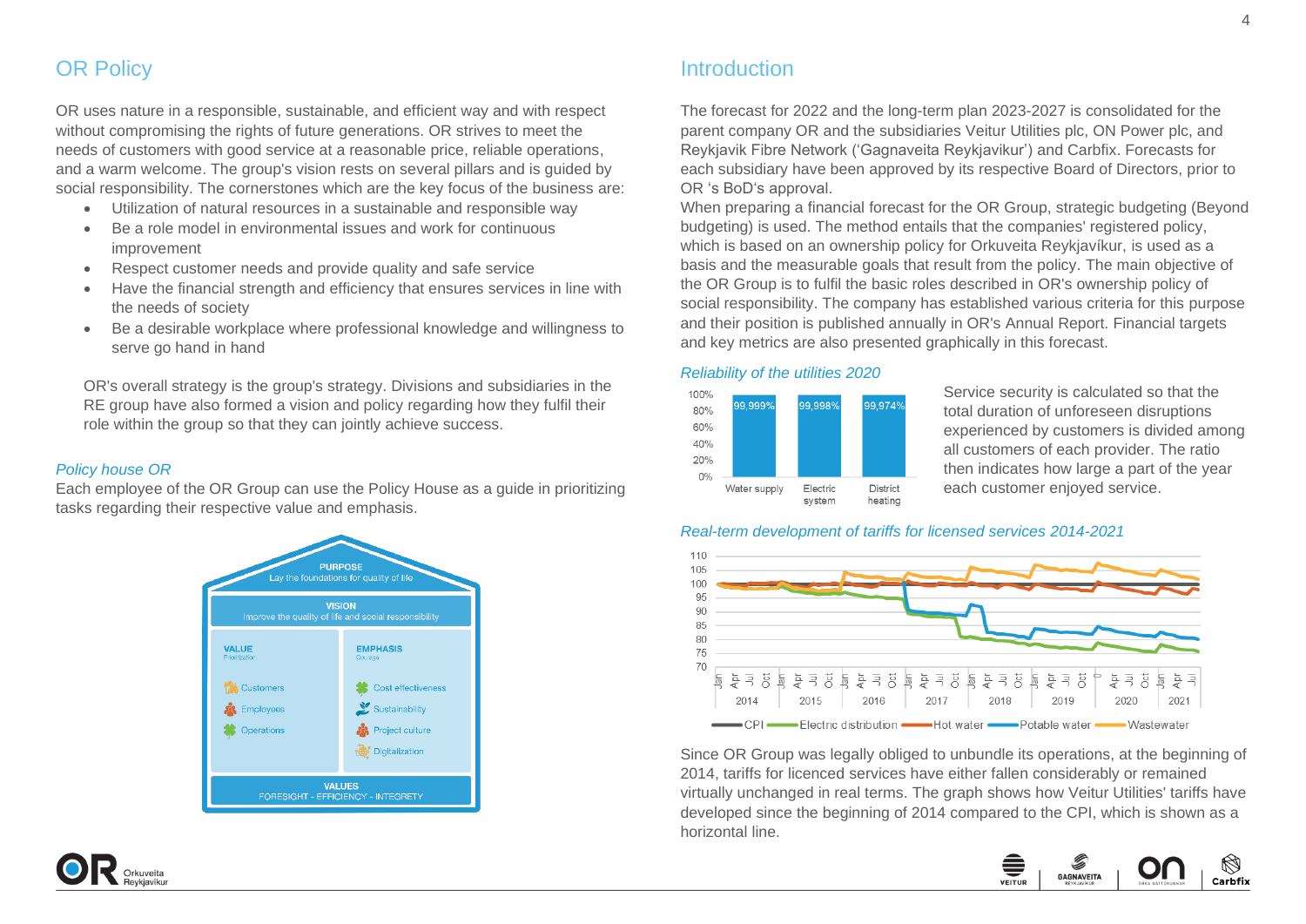## OR Policy

OR uses nature in a responsible, sustainable, and efficient way and with respect without compromising the rights of future generations. OR strives to meet the needs of customers with good service at a reasonable price, reliable operations, and a warm welcome. The group's vision rests on several pillars and is guided by social responsibility. The cornerstones which are the key focus of the business are:

- Utilization of natural resources in a sustainable and responsible way
- Be a role model in environmental issues and work for continuous improvement
- Respect customer needs and provide quality and safe service
- Have the financial strength and efficiency that ensures services in line with the needs of society
- Be a desirable workplace where professional knowledge and willingness to serve go hand in hand

OR's overall strategy is the group's strategy. Divisions and subsidiaries in the RE group have also formed a vision and policy regarding how they fulfil their role within the group so that they can jointly achieve success.

*Policy house OR*

Each employee of the OR Group can use the Policy House as a guide in prioritizing tasks regarding their respective value and emphasis.

**PURPOSE**
Lay the foundations for quality of life

**VISION**
Improve the quality of life and social responsibility

| VALUE (Prioritization) | EMPHASIS (Courage) |
|---|---|
| Customers | Cost effectiveness |
| Employees | Sustainability |
| Operations | Project culture |
| | Digitalization |

**VALUES**
FORESIGHT - EFFICIENCY - INTEGRETY

## Introduction

The forecast for 2022 and the long-term plan 2023-2027 is consolidated for the parent company OR and the subsidiaries Veitur Utilities plc, ON Power plc, and Reykjavik Fibre Network ('Gagnaveita Reykjavikur') and Carbfix. Forecasts for each subsidiary have been approved by its respective Board of Directors, prior to OR 's BoD's approval.

When preparing a financial forecast for the OR Group, strategic budgeting (Beyond budgeting) is used. The method entails that the companies' registered policy, which is based on an ownership policy for Orkuveita Reykjavíkur, is used as a basis and the measurable goals that result from the policy. The main objective of the OR Group is to fulfil the basic roles described in OR's ownership policy of social responsibility. The company has established various criteria for this purpose and their position is published annually in OR's Annual Report. Financial targets and key metrics are also presented graphically in this forecast.

*Reliability of the utilities 2020*

| Water supply | Electric system | District heating |
|---|---|---|
| 99,999% | 99,998% | 99,974% |

Service security is calculated so that the total duration of unforeseen disruptions experienced by customers is divided among all customers of each provider. The ratio then indicates how large a part of the year each customer enjoyed service.

*Real-term development of tariffs for licensed services 2014-2021*

Legend: CPI, Electric distribution, Hot water, Potable water, Wastewater

Since OR Group was legally obliged to unbundle its operations, at the beginning of 2014, tariffs for licenced services have either fallen considerably or remained virtually unchanged in real terms. The graph shows how Veitur Utilities' tariffs have developed since the beginning of 2014 compared to the CPI, which is shown as a horizontal line.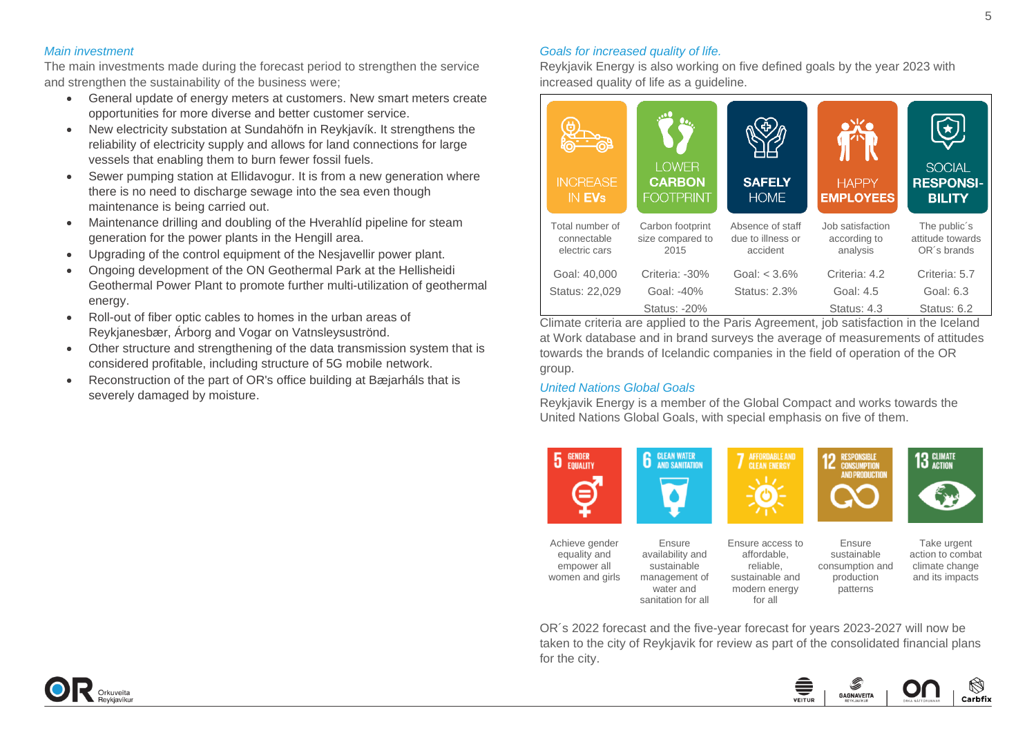*Main investment*

The main investments made during the forecast period to strengthen the service and strengthen the sustainability of the business were;

- General update of energy meters at customers. New smart meters create opportunities for more diverse and better customer service.
- New electricity substation at Sundahöfn in Reykjavík. It strengthens the reliability of electricity supply and allows for land connections for large vessels that enabling them to burn fewer fossil fuels.
- Sewer pumping station at Ellidavogur. It is from a new generation where there is no need to discharge sewage into the sea even though maintenance is being carried out.
- Maintenance drilling and doubling of the Hverahlíd pipeline for steam generation for the power plants in the Hengill area.
- Upgrading of the control equipment of the Nesjavellir power plant.
- Ongoing development of the ON Geothermal Park at the Hellisheidi Geothermal Power Plant to promote further multi-utilization of geothermal energy.
- Roll-out of fiber optic cables to homes in the urban areas of Reykjanesbær, Árborg and Vogar on Vatnsleysuströnd.
- Other structure and strengthening of the data transmission system that is considered profitable, including structure of 5G mobile network.
- Reconstruction of the part of OR's office building at Bæjarháls that is severely damaged by moisture.

*Goals for increased quality of life.*

Reykjavik Energy is also working on five defined goals by the year 2023 with increased quality of life as a guideline.

| INCREASE IN **EVs** | LOWER **CARBON** FOOTPRINT | **SAFELY** HOME | HAPPY **EMPLOYEES** | SOCIAL **RESPONSIBILITY** |
|---|---|---|---|---|
| Total number of connectable electric cars | Carbon footprint size compared to 2015 | Absence of staff due to illness or accident | Job satisfaction according to analysis | The public´s attitude towards OR´s brands |
| Goal: 40,000 | Criteria: -30% | Goal: < 3.6% | Criteria: 4.2 | Criteria: 5.7 |
| Status: 22,029 | Goal: -40% | Status: 2.3% | Goal: 4.5 | Goal: 6.3 |
| | Status: -20% | | Status: 4.3 | Status: 6.2 |

Climate criteria are applied to the Paris Agreement, job satisfaction in the Iceland at Work database and in brand surveys the average of measurements of attitudes towards the brands of Icelandic companies in the field of operation of the OR group.

*United Nations Global Goals*

Reykjavik Energy is a member of the Global Compact and works towards the United Nations Global Goals, with special emphasis on five of them.

| 5 GENDER EQUALITY | 6 CLEAN WATER AND SANITATION | 7 AFFORDABLE AND CLEAN ENERGY | 12 RESPONSIBLE CONSUMPTION AND PRODUCTION | 13 CLIMATE ACTION |
|---|---|---|---|---|
| Achieve gender equality and empower all women and girls | Ensure availability and sustainable management of water and sanitation for all | Ensure access to affordable, reliable, sustainable and modern energy for all | Ensure sustainable consumption and production patterns | Take urgent action to combat climate change and its impacts |

OR´s 2022 forecast and the five-year forecast for years 2023-2027 will now be taken to the city of Reykjavik for review as part of the consolidated financial plans for the city.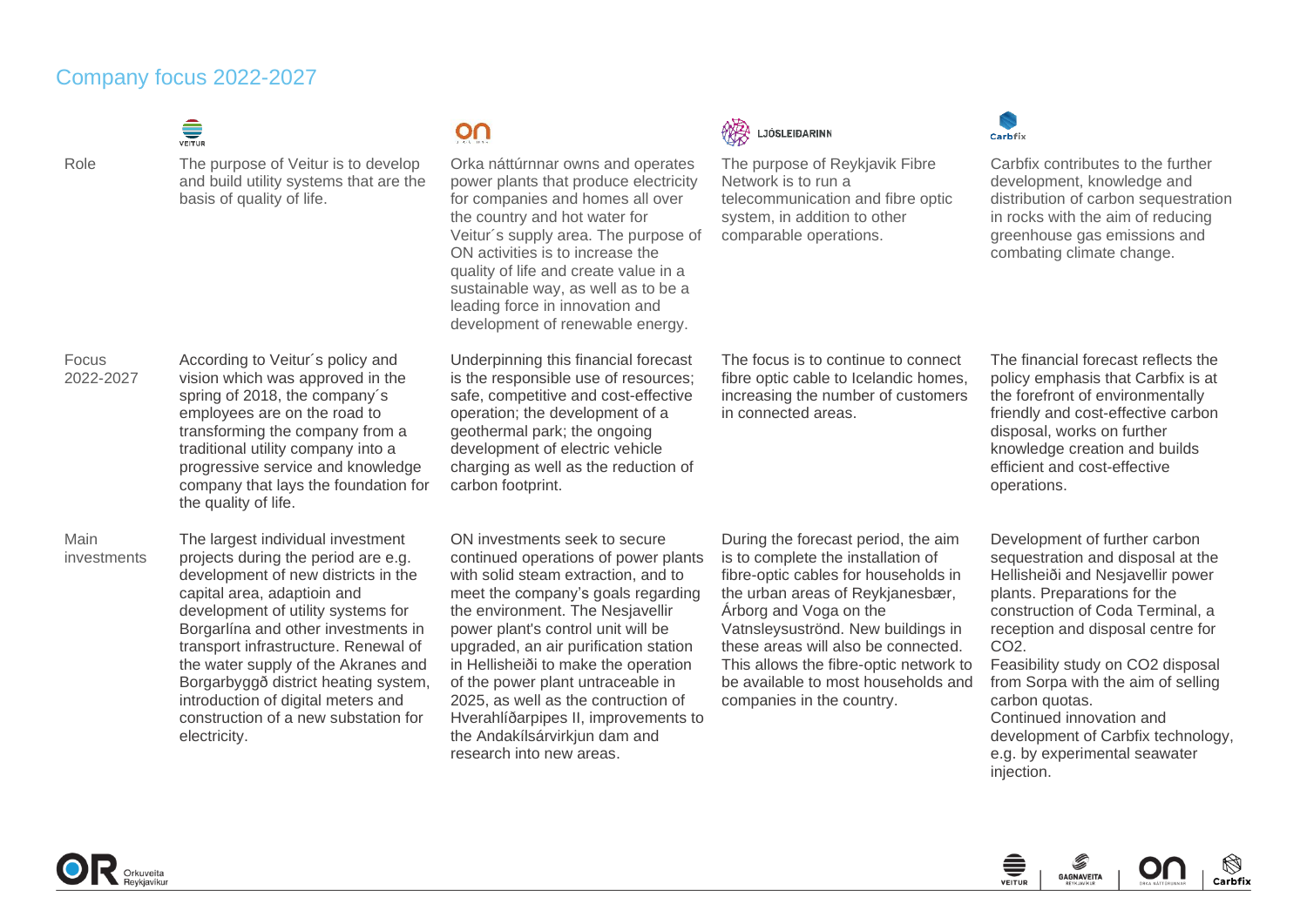## Company focus 2022-2027

| | Veitur | ON | Ljósleidarinn | Carbfix |
|---|---|---|---|---|
| Role | The purpose of Veitur is to develop and build utility systems that are the basis of quality of life. | Orka náttúrnnar owns and operates power plants that produce electricity for companies and homes all over the country and hot water for Veitur´s supply area. The purpose of ON activities is to increase the quality of life and create value in a sustainable way, as well as to be a leading force in innovation and development of renewable energy. | The purpose of Reykjavik Fibre Network is to run a telecommunication and fibre optic system, in addition to other comparable operations. | Carbfix contributes to the further development, knowledge and distribution of carbon sequestration in rocks with the aim of reducing greenhouse gas emissions and combating climate change. |
| Focus 2022-2027 | According to Veitur´s policy and vision which was approved in the spring of 2018, the company´s employees are on the road to transforming the company from a traditional utility company into a progressive service and knowledge company that lays the foundation for the quality of life. | Underpinning this financial forecast is the responsible use of resources; safe, competitive and cost-effective operation; the development of a geothermal park; the ongoing development of electric vehicle charging as well as the reduction of carbon footprint. | The focus is to continue to connect fibre optic cable to Icelandic homes, increasing the number of customers in connected areas. | The financial forecast reflects the policy emphasis that Carbfix is at the forefront of environmentally friendly and cost-effective carbon disposal, works on further knowledge creation and builds efficient and cost-effective operations. |
| Main investments | The largest individual investment projects during the period are e.g. development of new districts in the capital area, adaptioin and development of utility systems for Borgarlína and other investments in transport infrastructure. Renewal of the water supply of the Akranes and Borgarbyggð district heating system, introduction of digital meters and construction of a new substation for electricity. | ON investments seek to secure continued operations of power plants with solid steam extraction, and to meet the company's goals regarding the environment. The Nesjavellir power plant's control unit will be upgraded, an air purification station in Hellisheiði to make the operation of the power plant untraceable in 2025, as well as the contruction of Hverahlíðarpipes II, improvements to the Andakílsárvirkjun dam and research into new areas. | During the forecast period, the aim is to complete the installation of fibre-optic cables for households in the urban areas of Reykjanesbær, Árborg and Voga on the Vatnsleysuströnd. New buildings in these areas will also be connected. This allows the fibre-optic network to be available to most households and companies in the country. | Development of further carbon sequestration and disposal at the Hellisheiði and Nesjavellir power plants. Preparations for the construction of Coda Terminal, a reception and disposal centre for $CO_2$. Feasibility study on $CO_2$ disposal from Sorpa with the aim of selling carbon quotas. Continued innovation and development of Carbfix technology, e.g. by experimental seawater injection. |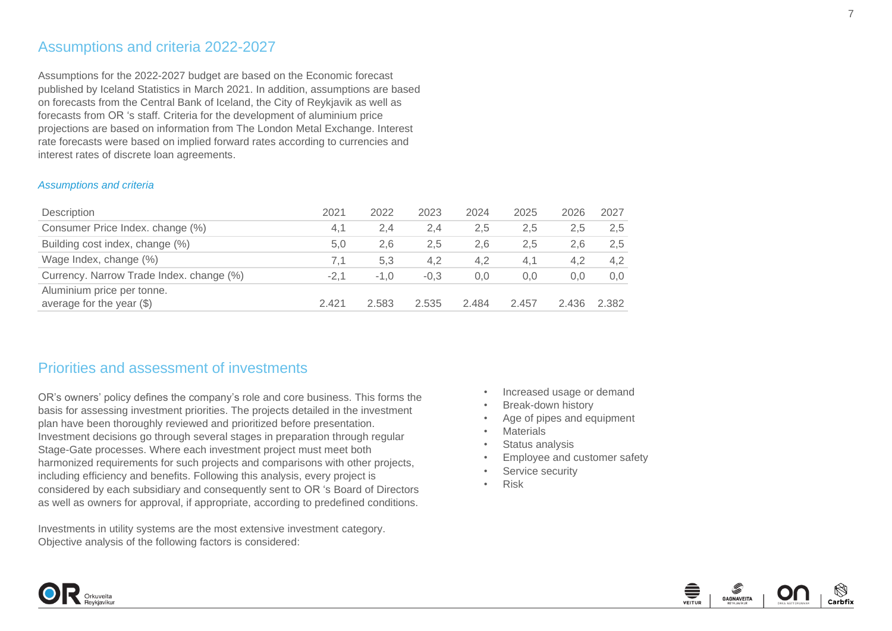## Assumptions and criteria 2022-2027

Assumptions for the 2022-2027 budget are based on the Economic forecast published by Iceland Statistics in March 2021. In addition, assumptions are based on forecasts from the Central Bank of Iceland, the City of Reykjavik as well as forecasts from OR 's staff. Criteria for the development of aluminium price projections are based on information from The London Metal Exchange. Interest rate forecasts were based on implied forward rates according to currencies and interest rates of discrete loan agreements.

*Assumptions and criteria*

| Description | 2021 | 2022 | 2023 | 2024 | 2025 | 2026 | 2027 |
|---|---|---|---|---|---|---|---|
| Consumer Price Index. change (%) | 4,1 | 2,4 | 2,4 | 2,5 | 2,5 | 2,5 | 2,5 |
| Building cost index, change (%) | 5,0 | 2,6 | 2,5 | 2,6 | 2,5 | 2,6 | 2,5 |
| Wage Index, change (%) | 7,1 | 5,3 | 4,2 | 4,2 | 4,1 | 4,2 | 4,2 |
| Currency. Narrow Trade Index. change (%) | -2,1 | -1,0 | -0,3 | 0,0 | 0,0 | 0,0 | 0,0 |
| Aluminium price per tonne. average for the year ($) | 2.421 | 2.583 | 2.535 | 2.484 | 2.457 | 2.436 | 2.382 |

## Priorities and assessment of investments

OR's owners' policy defines the company's role and core business. This forms the basis for assessing investment priorities. The projects detailed in the investment plan have been thoroughly reviewed and prioritized before presentation. Investment decisions go through several stages in preparation through regular Stage-Gate processes. Where each investment project must meet both harmonized requirements for such projects and comparisons with other projects, including efficiency and benefits. Following this analysis, every project is considered by each subsidiary and consequently sent to OR 's Board of Directors as well as owners for approval, if appropriate, according to predefined conditions.

Investments in utility systems are the most extensive investment category. Objective analysis of the following factors is considered:

- Increased usage or demand
- Break-down history
- Age of pipes and equipment
- Materials
- Status analysis
- Employee and customer safety
- Service security
- Risk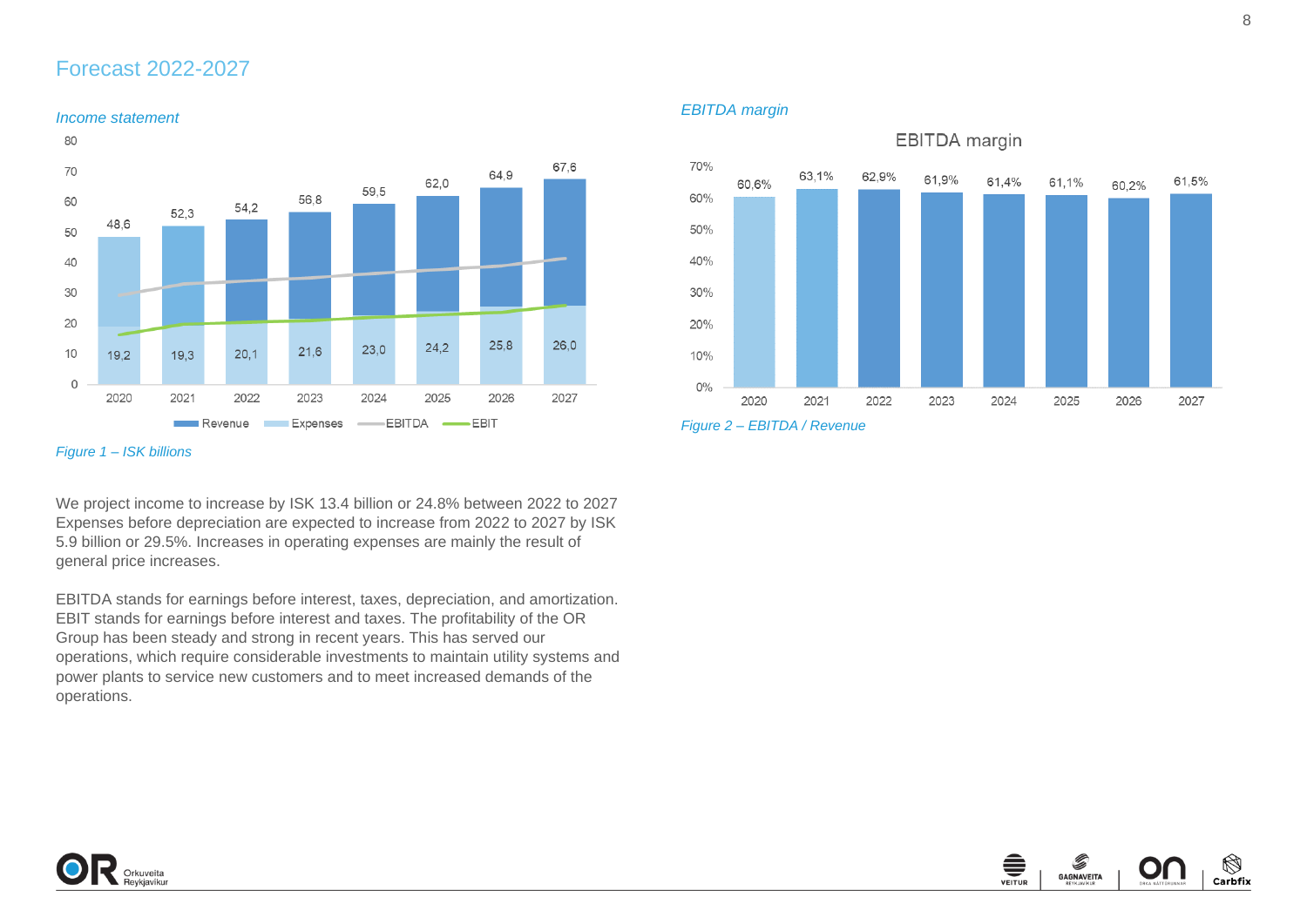# Forecast 2022-2027

*Income statement*

| | 2020 | 2021 | 2022 | 2023 | 2024 | 2025 | 2026 | 2027 |
|---|---|---|---|---|---|---|---|---|
| Revenue | 48,6 | 52,3 | 54,2 | 56,8 | 59,5 | 62,0 | 64,9 | 67,6 |
| Expenses | 19,2 | 19,3 | 20,1 | 21,6 | 23,0 | 24,2 | 25,8 | 26,0 |

*Figure 1 – ISK billions*

*EBITDA margin*

| | 2020 | 2021 | 2022 | 2023 | 2024 | 2025 | 2026 | 2027 |
|---|---|---|---|---|---|---|---|---|
| EBITDA margin | 60,6% | 63,1% | 62,9% | 61,9% | 61,4% | 61,1% | 60,2% | 61,5% |

*Figure 2 – EBITDA / Revenue*

We project income to increase by ISK 13.4 billion or 24.8% between 2022 to 2027 Expenses before depreciation are expected to increase from 2022 to 2027 by ISK 5.9 billion or 29.5%. Increases in operating expenses are mainly the result of general price increases.

EBITDA stands for earnings before interest, taxes, depreciation, and amortization. EBIT stands for earnings before interest and taxes. The profitability of the OR Group has been steady and strong in recent years. This has served our operations, which require considerable investments to maintain utility systems and power plants to service new customers and to meet increased demands of the operations.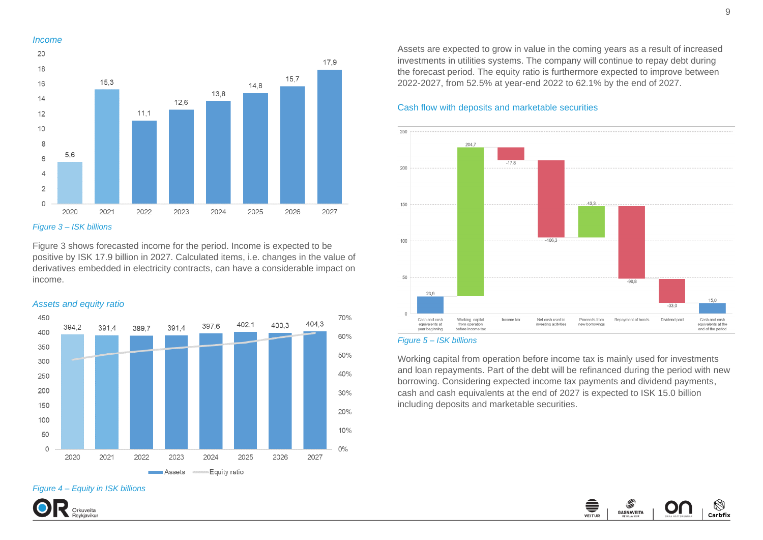*Income*

| Year | ISK billions |
|---|---|
| 2020 | 5,6 |
| 2021 | 15,3 |
| 2022 | 11,1 |
| 2023 | 12,6 |
| 2024 | 13,8 |
| 2025 | 14,8 |
| 2026 | 15,7 |
| 2027 | 17,9 |

*Figure 3 – ISK billions*

Figure 3 shows forecasted income for the period. Income is expected to be positive by ISK 17.9 billion in 2027. Calculated items, i.e. changes in the value of derivatives embedded in electricity contracts, can have a considerable impact on income.

*Assets and equity ratio*

| Year | Assets |
|---|---|
| 2020 | 394,2 |
| 2021 | 391,4 |
| 2022 | 389,7 |
| 2023 | 391,4 |
| 2024 | 397,6 |
| 2025 | 402,1 |
| 2026 | 400,3 |
| 2027 | 404,3 |

Assets ▬ Equity ratio

*Figure 4 – Equity in ISK billions*

Assets are expected to grow in value in the coming years as a result of increased investments in utilities systems. The company will continue to repay debt during the forecast period. The equity ratio is furthermore expected to improve between 2022-2027, from 52.5% at year-end 2022 to 62.1% by the end of 2027.

*Cash flow with deposits and marketable securities*

| Item | ISK billions |
|---|---|
| Cash and cash equivalents at year beginning | 23,9 |
| Working capital from operation before income tax | 204,7 |
| Income tax | -17,8 |
| Net cash used in investing acitivities | -106,3 |
| Proceeds from new borrowings | 43,3 |
| Repayment of bonds | -99,8 |
| Dividend paid | -33,0 |
| Cash and cash equivalents at the end of the period | 15,0 |

*Figure 5 – ISK billions*

Working capital from operation before income tax is mainly used for investments and loan repayments. Part of the debt will be refinanced during the period with new borrowing. Considering expected income tax payments and dividend payments, cash and cash equivalents at the end of 2027 is expected to ISK 15.0 billion including deposits and marketable securities.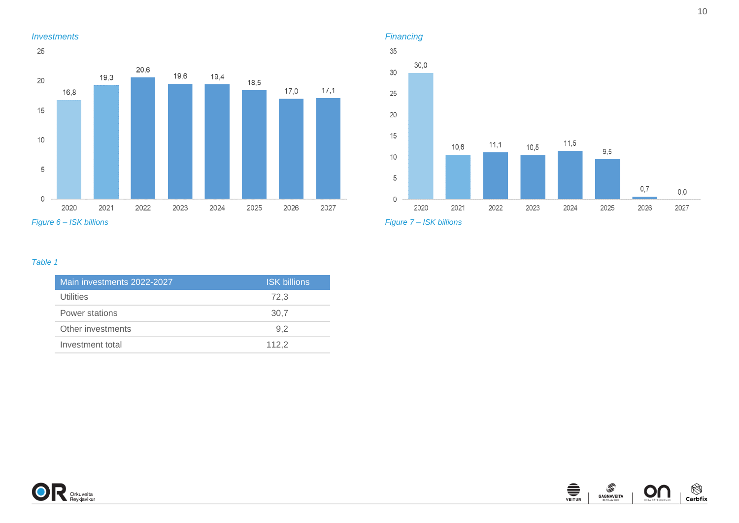*Investments*

| Year | ISK billions |
|---|---|
| 2020 | 16,8 |
| 2021 | 19,3 |
| 2022 | 20,6 |
| 2023 | 19,6 |
| 2024 | 19,4 |
| 2025 | 18,5 |
| 2026 | 17,0 |
| 2027 | 17,1 |

*Figure 6 – ISK billions*

*Financing*

| Year | ISK billions |
|---|---|
| 2020 | 30,0 |
| 2021 | 10,6 |
| 2022 | 11,1 |
| 2023 | 10,5 |
| 2024 | 11,5 |
| 2025 | 9,5 |
| 2026 | 0,7 |
| 2027 | 0,0 |

*Figure 7 – ISK billions*

*Table 1*

| Main investments 2022-2027 | ISK billions |
|---|---|
| Utilities | 72,3 |
| Power stations | 30,7 |
| Other investments | 9,2 |
| Investment total | 112,2 |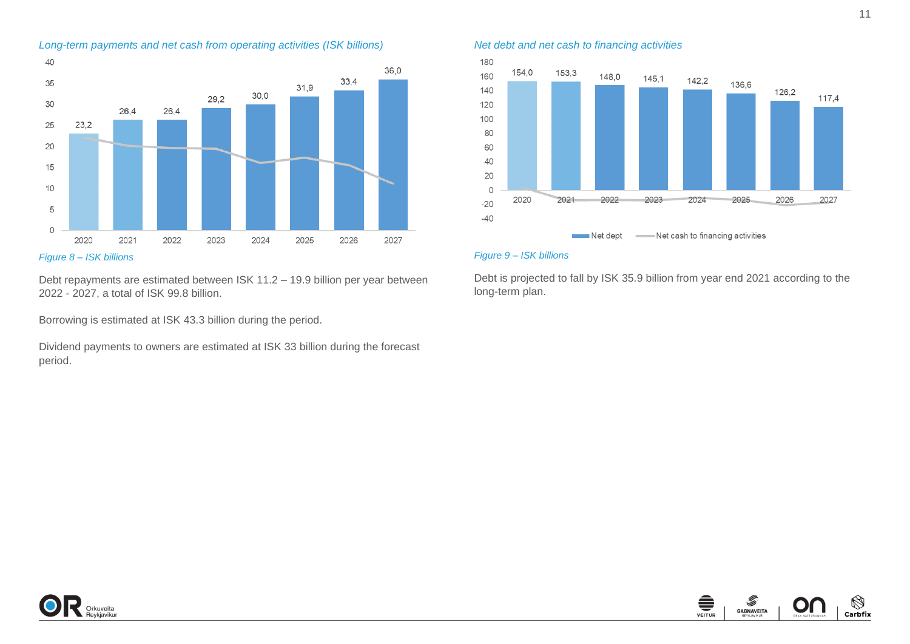*Long-term payments and net cash from operating activities (ISK billions)*

| | 2020 | 2021 | 2022 | 2023 | 2024 | 2025 | 2026 | 2027 |
|---|---|---|---|---|---|---|---|---|
| Long-term payments | 23,2 | 26,4 | 26,4 | 29,2 | 30,0 | 31,9 | 33,4 | 36,0 |

*Figure 8 – ISK billions*

Debt repayments are estimated between ISK 11.2 – 19.9 billion per year between 2022 - 2027, a total of ISK 99.8 billion.

Borrowing is estimated at ISK 43.3 billion during the period.

Dividend payments to owners are estimated at ISK 33 billion during the forecast period.

*Net debt and net cash to financing activities*

| | 2020 | 2021 | 2022 | 2023 | 2024 | 2025 | 2026 | 2027 |
|---|---|---|---|---|---|---|---|---|
| Net dept | 154,0 | 153,3 | 148,0 | 145,1 | 142,2 | 136,6 | 126,2 | 117,4 |

Net dept — Net cash to financing activities

*Figure 9 – ISK billions*

Debt is projected to fall by ISK 35.9 billion from year end 2021 according to the long-term plan.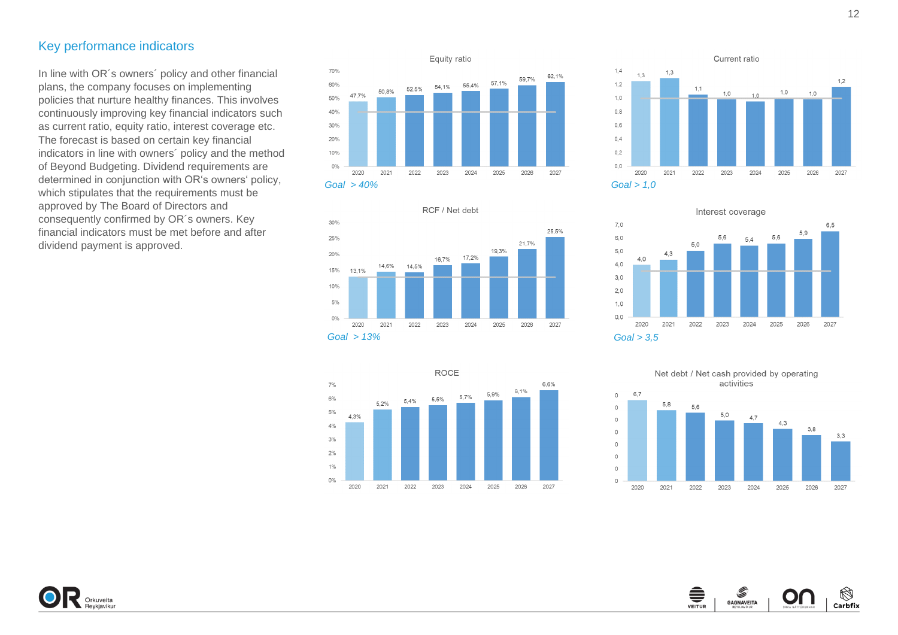## Key performance indicators

In line with OR´s owners´ policy and other financial plans, the company focuses on implementing policies that nurture healthy finances. This involves continuously improving key financial indicators such as current ratio, equity ratio, interest coverage etc. The forecast is based on certain key financial indicators in line with owners´ policy and the method of Beyond Budgeting. Dividend requirements are determined in conjunction with OR's owners' policy, which stipulates that the requirements must be approved by The Board of Directors and consequently confirmed by OR´s owners. Key financial indicators must be met before and after dividend payment is approved.

### Equity ratio

| 2020 | 2021 | 2022 | 2023 | 2024 | 2025 | 2026 | 2027 |
|---|---|---|---|---|---|---|---|
| 47,7% | 50,8% | 52,5% | 54,1% | 55,4% | 57,1% | 59,7% | 62,1% |

*Goal > 40%*

### Current ratio

| 2020 | 2021 | 2022 | 2023 | 2024 | 2025 | 2026 | 2027 |
|---|---|---|---|---|---|---|---|
| 1,3 | 1,3 | 1,1 | 1,0 | 1,0 | 1,0 | 1,0 | 1,2 |

*Goal > 1,0*

### RCF / Net debt

| 2020 | 2021 | 2022 | 2023 | 2024 | 2025 | 2026 | 2027 |
|---|---|---|---|---|---|---|---|
| 13,1% | 14,6% | 14,5% | 16,7% | 17,2% | 19,3% | 21,7% | 25,5% |

*Goal > 13%*

### Interest coverage

| 2020 | 2021 | 2022 | 2023 | 2024 | 2025 | 2026 | 2027 |
|---|---|---|---|---|---|---|---|
| 4,0 | 4,3 | 5,0 | 5,6 | 5,4 | 5,6 | 5,9 | 6,5 |

*Goal > 3,5*

### ROCE

| 2020 | 2021 | 2022 | 2023 | 2024 | 2025 | 2026 | 2027 |
|---|---|---|---|---|---|---|---|
| 4,3% | 5,2% | 5,4% | 5,5% | 5,7% | 5,9% | 6,1% | 6,6% |

### Net debt / Net cash provided by operating activities

| 2020 | 2021 | 2022 | 2023 | 2024 | 2025 | 2026 | 2027 |
|---|---|---|---|---|---|---|---|
| 6,7 | 5,8 | 5,6 | 5,0 | 4,7 | 4,3 | 3,8 | 3,3 |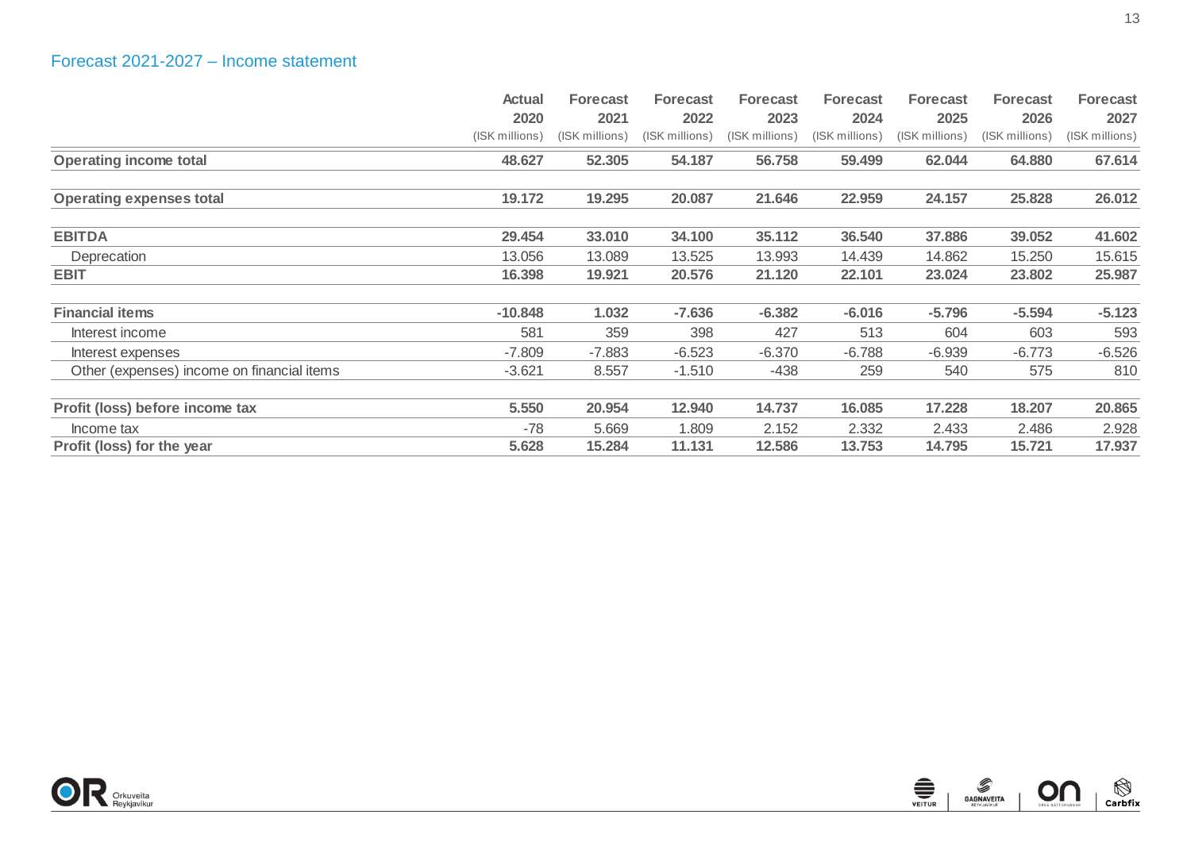## Forecast 2021-2027 – Income statement

| | Actual 2020 (ISK millions) | Forecast 2021 (ISK millions) | Forecast 2022 (ISK millions) | Forecast 2023 (ISK millions) | Forecast 2024 (ISK millions) | Forecast 2025 (ISK millions) | Forecast 2026 (ISK millions) | Forecast 2027 (ISK millions) |
|---|---|---|---|---|---|---|---|---|
| **Operating income total** | **48.627** | **52.305** | **54.187** | **56.758** | **59.499** | **62.044** | **64.880** | **67.614** |
| **Operating expenses total** | **19.172** | **19.295** | **20.087** | **21.646** | **22.959** | **24.157** | **25.828** | **26.012** |
| **EBITDA** | **29.454** | **33.010** | **34.100** | **35.112** | **36.540** | **37.886** | **39.052** | **41.602** |
| Deprecation | 13.056 | 13.089 | 13.525 | 13.993 | 14.439 | 14.862 | 15.250 | 15.615 |
| **EBIT** | **16.398** | **19.921** | **20.576** | **21.120** | **22.101** | **23.024** | **23.802** | **25.987** |
| **Financial items** | **-10.848** | **1.032** | **-7.636** | **-6.382** | **-6.016** | **-5.796** | **-5.594** | **-5.123** |
| Interest income | 581 | 359 | 398 | 427 | 513 | 604 | 603 | 593 |
| Interest expenses | -7.809 | -7.883 | -6.523 | -6.370 | -6.788 | -6.939 | -6.773 | -6.526 |
| Other (expenses) income on financial items | -3.621 | 8.557 | -1.510 | -438 | 259 | 540 | 575 | 810 |
| **Profit (loss) before income tax** | **5.550** | **20.954** | **12.940** | **14.737** | **16.085** | **17.228** | **18.207** | **20.865** |
| Income tax | -78 | 5.669 | 1.809 | 2.152 | 2.332 | 2.433 | 2.486 | 2.928 |
| **Profit (loss) for the year** | **5.628** | **15.284** | **11.131** | **12.586** | **13.753** | **14.795** | **15.721** | **17.937** |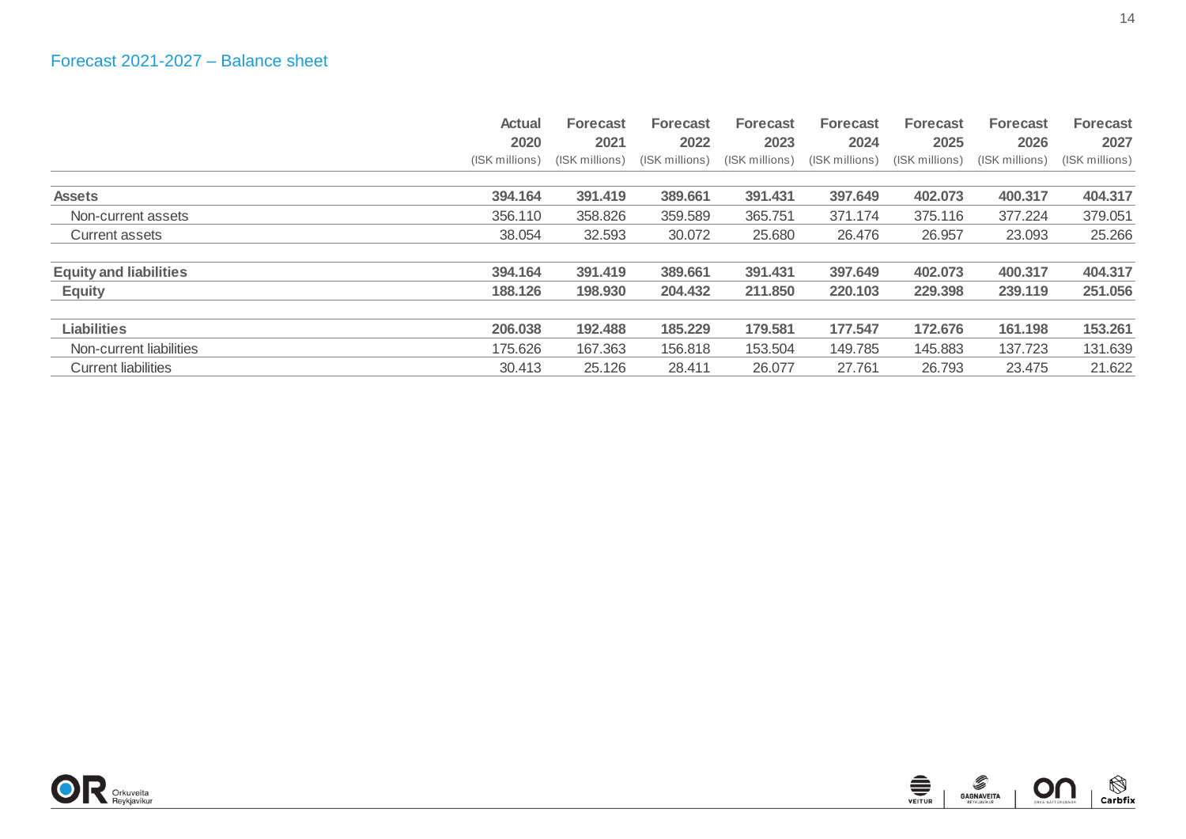## Forecast 2021-2027 – Balance sheet

| | Actual 2020 (ISK millions) | Forecast 2021 (ISK millions) | Forecast 2022 (ISK millions) | Forecast 2023 (ISK millions) | Forecast 2024 (ISK millions) | Forecast 2025 (ISK millions) | Forecast 2026 (ISK millions) | Forecast 2027 (ISK millions) |
|---|---|---|---|---|---|---|---|---|
| **Assets** | **394.164** | **391.419** | **389.661** | **391.431** | **397.649** | **402.073** | **400.317** | **404.317** |
| Non-current assets | 356.110 | 358.826 | 359.589 | 365.751 | 371.174 | 375.116 | 377.224 | 379.051 |
| Current assets | 38.054 | 32.593 | 30.072 | 25.680 | 26.476 | 26.957 | 23.093 | 25.266 |
| **Equity and liabilities** | **394.164** | **391.419** | **389.661** | **391.431** | **397.649** | **402.073** | **400.317** | **404.317** |
| **Equity** | **188.126** | **198.930** | **204.432** | **211.850** | **220.103** | **229.398** | **239.119** | **251.056** |
| **Liabilities** | **206.038** | **192.488** | **185.229** | **179.581** | **177.547** | **172.676** | **161.198** | **153.261** |
| Non-current liabilities | 175.626 | 167.363 | 156.818 | 153.504 | 149.785 | 145.883 | 137.723 | 131.639 |
| Current liabilities | 30.413 | 25.126 | 28.411 | 26.077 | 27.761 | 26.793 | 23.475 | 21.622 |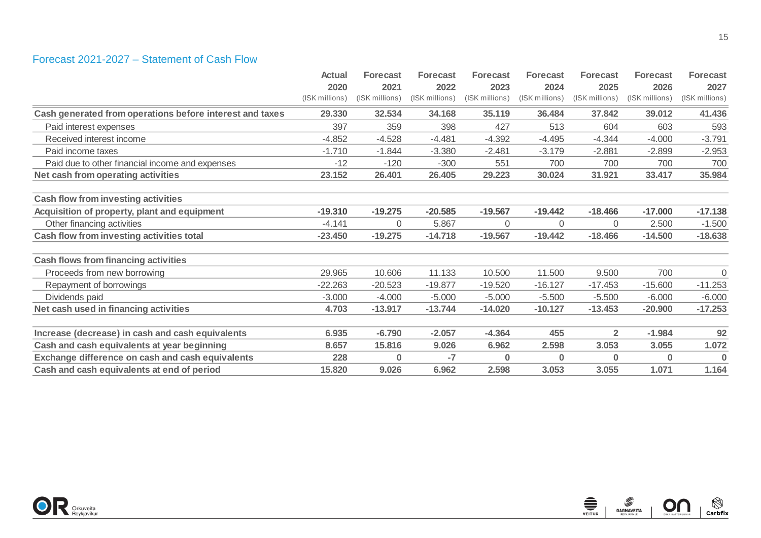## Forecast 2021-2027 – Statement of Cash Flow

| | Actual 2020 (ISK millions) | Forecast 2021 (ISK millions) | Forecast 2022 (ISK millions) | Forecast 2023 (ISK millions) | Forecast 2024 (ISK millions) | Forecast 2025 (ISK millions) | Forecast 2026 (ISK millions) | Forecast 2027 (ISK millions) |
|---|---|---|---|---|---|---|---|---|
| **Cash generated from operations before interest and taxes** | **29.330** | **32.534** | **34.168** | **35.119** | **36.484** | **37.842** | **39.012** | **41.436** |
| Paid interest expenses | 397 | 359 | 398 | 427 | 513 | 604 | 603 | 593 |
| Received interest income | -4.852 | -4.528 | -4.481 | -4.392 | -4.495 | -4.344 | -4.000 | -3.791 |
| Paid income taxes | -1.710 | -1.844 | -3.380 | -2.481 | -3.179 | -2.881 | -2.899 | -2.953 |
| Paid due to other financial income and expenses | -12 | -120 | -300 | 551 | 700 | 700 | 700 | 700 |
| **Net cash from operating activities** | **23.152** | **26.401** | **26.405** | **29.223** | **30.024** | **31.921** | **33.417** | **35.984** |
| | | | | | | | | |
| **Cash flow from investing activities** | | | | | | | | |
| **Acquisition of property, plant and equipment** | **-19.310** | **-19.275** | **-20.585** | **-19.567** | **-19.442** | **-18.466** | **-17.000** | **-17.138** |
| Other financing activities | -4.141 | 0 | 5.867 | 0 | 0 | 0 | 2.500 | -1.500 |
| **Cash flow from investing activities total** | **-23.450** | **-19.275** | **-14.718** | **-19.567** | **-19.442** | **-18.466** | **-14.500** | **-18.638** |
| | | | | | | | | |
| **Cash flows from financing activities** | | | | | | | | |
| Proceeds from new borrowing | 29.965 | 10.606 | 11.133 | 10.500 | 11.500 | 9.500 | 700 | 0 |
| Repayment of borrowings | -22.263 | -20.523 | -19.877 | -19.520 | -16.127 | -17.453 | -15.600 | -11.253 |
| Dividends paid | -3.000 | -4.000 | -5.000 | -5.000 | -5.500 | -5.500 | -6.000 | -6.000 |
| **Net cash used in financing activities** | **4.703** | **-13.917** | **-13.744** | **-14.020** | **-10.127** | **-13.453** | **-20.900** | **-17.253** |
| | | | | | | | | |
| **Increase (decrease) in cash and cash equivalents** | **6.935** | **-6.790** | **-2.057** | **-4.364** | **455** | **2** | **-1.984** | **92** |
| **Cash and cash equivalents at year beginning** | **8.657** | **15.816** | **9.026** | **6.962** | **2.598** | **3.053** | **3.055** | **1.072** |
| **Exchange difference on cash and cash equivalents** | **228** | **0** | **-7** | **0** | **0** | **0** | **0** | **0** |
| **Cash and cash equivalents at end of period** | **15.820** | **9.026** | **6.962** | **2.598** | **3.053** | **3.055** | **1.071** | **1.164** |